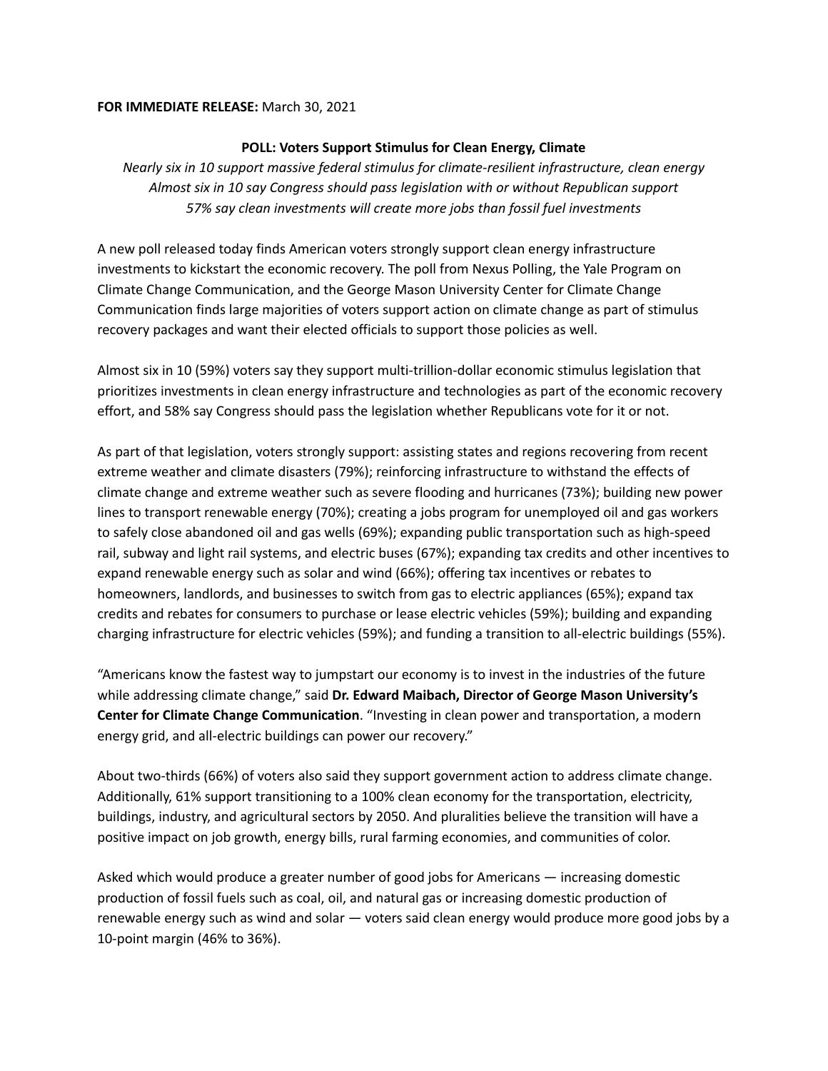**FOR IMMEDIATE RELEASE:** March 30, 2021

## POLL: Voters Support Stimulus for Clean Energy, Climate

*Nearly six in 10 support massive federal stimulus for climate-resilient infrastructure, clean energy*
*Almost six in 10 say Congress should pass legislation with or without Republican support*
*57% say clean investments will create more jobs than fossil fuel investments*

A new poll released today finds American voters strongly support clean energy infrastructure investments to kickstart the economic recovery. The poll from Nexus Polling, the Yale Program on Climate Change Communication, and the George Mason University Center for Climate Change Communication finds large majorities of voters support action on climate change as part of stimulus recovery packages and want their elected officials to support those policies as well.

Almost six in 10 (59%) voters say they support multi-trillion-dollar economic stimulus legislation that prioritizes investments in clean energy infrastructure and technologies as part of the economic recovery effort, and 58% say Congress should pass the legislation whether Republicans vote for it or not.

As part of that legislation, voters strongly support: assisting states and regions recovering from recent extreme weather and climate disasters (79%); reinforcing infrastructure to withstand the effects of climate change and extreme weather such as severe flooding and hurricanes (73%); building new power lines to transport renewable energy (70%); creating a jobs program for unemployed oil and gas workers to safely close abandoned oil and gas wells (69%); expanding public transportation such as high-speed rail, subway and light rail systems, and electric buses (67%); expanding tax credits and other incentives to expand renewable energy such as solar and wind (66%); offering tax incentives or rebates to homeowners, landlords, and businesses to switch from gas to electric appliances (65%); expand tax credits and rebates for consumers to purchase or lease electric vehicles (59%); building and expanding charging infrastructure for electric vehicles (59%); and funding a transition to all-electric buildings (55%).

"Americans know the fastest way to jumpstart our economy is to invest in the industries of the future while addressing climate change," said **Dr. Edward Maibach, Director of George Mason University's Center for Climate Change Communication**. "Investing in clean power and transportation, a modern energy grid, and all-electric buildings can power our recovery."

About two-thirds (66%) of voters also said they support government action to address climate change. Additionally, 61% support transitioning to a 100% clean economy for the transportation, electricity, buildings, industry, and agricultural sectors by 2050. And pluralities believe the transition will have a positive impact on job growth, energy bills, rural farming economies, and communities of color.

Asked which would produce a greater number of good jobs for Americans — increasing domestic production of fossil fuels such as coal, oil, and natural gas or increasing domestic production of renewable energy such as wind and solar — voters said clean energy would produce more good jobs by a 10-point margin (46% to 36%).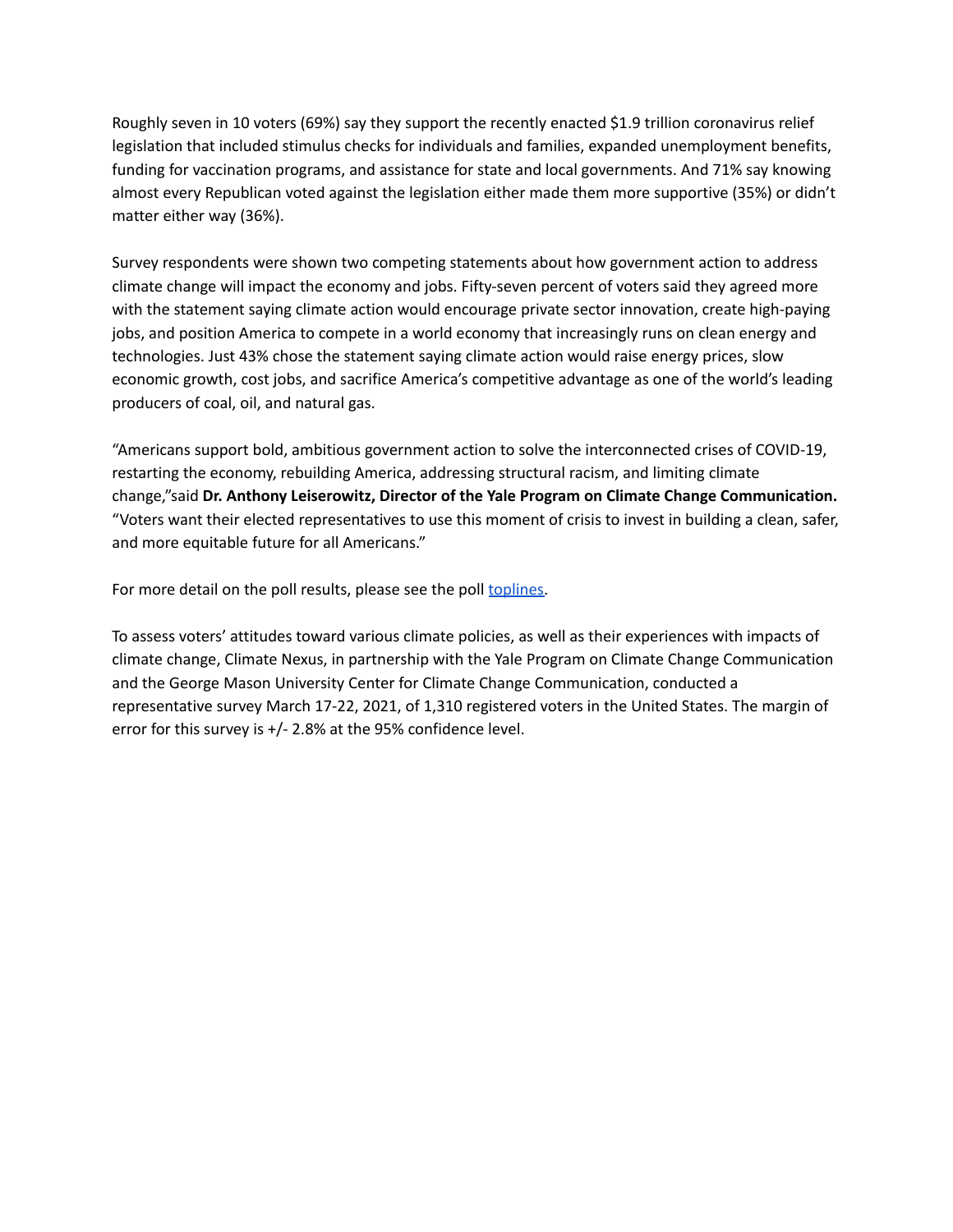Roughly seven in 10 voters (69%) say they support the recently enacted $1.9 trillion coronavirus relief legislation that included stimulus checks for individuals and families, expanded unemployment benefits, funding for vaccination programs, and assistance for state and local governments. And 71% say knowing almost every Republican voted against the legislation either made them more supportive (35%) or didn't matter either way (36%).

Survey respondents were shown two competing statements about how government action to address climate change will impact the economy and jobs. Fifty-seven percent of voters said they agreed more with the statement saying climate action would encourage private sector innovation, create high-paying jobs, and position America to compete in a world economy that increasingly runs on clean energy and technologies. Just 43% chose the statement saying climate action would raise energy prices, slow economic growth, cost jobs, and sacrifice America's competitive advantage as one of the world's leading producers of coal, oil, and natural gas.

"Americans support bold, ambitious government action to solve the interconnected crises of COVID-19, restarting the economy, rebuilding America, addressing structural racism, and limiting climate change,"said **Dr. Anthony Leiserowitz, Director of the Yale Program on Climate Change Communication.** "Voters want their elected representatives to use this moment of crisis to invest in building a clean, safer, and more equitable future for all Americans."

For more detail on the poll results, please see the poll [toplines](toplines).

To assess voters' attitudes toward various climate policies, as well as their experiences with impacts of climate change, Climate Nexus, in partnership with the Yale Program on Climate Change Communication and the George Mason University Center for Climate Change Communication, conducted a representative survey March 17-22, 2021, of 1,310 registered voters in the United States. The margin of error for this survey is +/- 2.8% at the 95% confidence level.